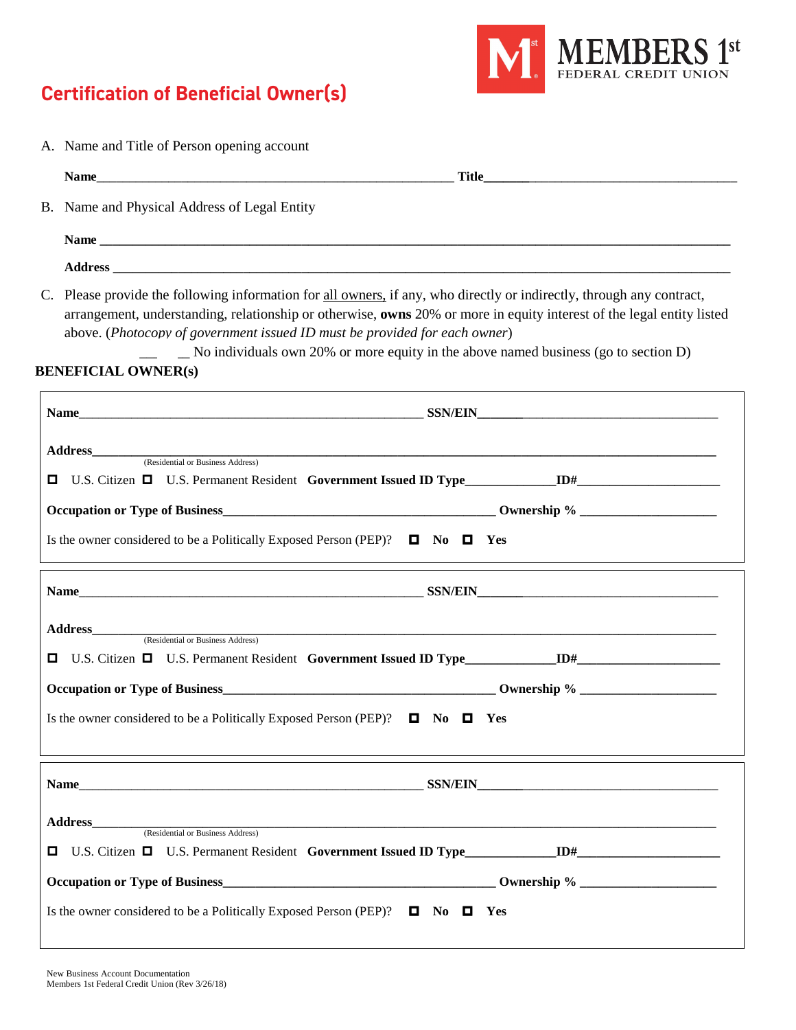# Certification of Beneficial Owner(s)

MEMBERS 1st FEDERAL CREDIT UNION

A. Name and Title of Person opening account

**Name**\_\_\_\_\_\_\_\_\_\_\_\_\_\_\_\_\_\_\_\_\_\_\_\_\_\_\_\_\_\_\_\_\_\_\_\_\_\_\_\_\_\_\_\_ **Title**\_\_\_\_\_\_\_\_\_\_\_\_\_\_\_\_\_\_\_\_\_\_\_\_\_\_\_\_\_\_\_\_

B. Name and Physical Address of Legal Entity

**Name** \_\_\_\_\_\_\_\_\_\_\_\_\_\_\_\_\_\_\_\_\_\_\_\_\_\_\_\_\_\_\_\_\_\_\_\_\_\_\_\_\_\_\_\_\_\_\_\_\_\_\_\_\_\_\_\_\_\_\_\_\_\_\_\_\_\_\_\_\_\_\_\_\_\_

**Address** \_\_\_\_\_\_\_\_\_\_\_\_\_\_\_\_\_\_\_\_\_\_\_\_\_\_\_\_\_\_\_\_\_\_\_\_\_\_\_\_\_\_\_\_\_\_\_\_\_\_\_\_\_\_\_\_\_\_\_\_\_\_\_\_\_\_\_\_\_\_\_\_

C. Please provide the following information for <u>all owners,</u> if any, who directly or indirectly, through any contract, arrangement, understanding, relationship or otherwise, **owns** 20% or more in equity interest of the legal entity listed above. (*Photocopy of government issued ID must be provided for each owner*)

\_\_\_ \_ No individuals own 20% or more equity in the above named business (go to section D)

**BENEFICIAL OWNER(s)**

**Name**\_\_\_\_\_\_\_\_\_\_\_\_\_\_\_\_\_\_\_\_\_\_\_\_\_\_\_\_\_\_\_\_\_\_\_\_\_\_\_\_\_\_\_\_ **SSN/EIN**\_\_\_\_\_\_\_\_\_\_\_\_\_\_\_\_\_\_\_\_\_\_\_\_\_\_\_\_\_\_\_\_

**Address**\_\_\_\_\_\_\_\_\_\_\_\_\_\_\_\_\_\_\_\_\_\_\_\_\_\_\_\_\_\_\_\_\_\_\_\_\_\_\_\_\_\_\_\_\_\_\_\_\_\_\_\_\_\_\_\_\_\_\_\_\_\_\_\_\_\_\_\_\_\_\_\_
(Residential or Business Address)

☐ U.S. Citizen ☐ U.S. Permanent Resident **Government Issued ID Type**\_\_\_\_\_\_\_\_\_\_\_\_\_\_**ID#**\_\_\_\_\_\_\_\_\_\_\_\_\_\_\_\_\_\_\_\_\_\_

**Occupation or Type of Business**\_\_\_\_\_\_\_\_\_\_\_\_\_\_\_\_\_\_\_\_\_\_\_\_\_\_\_\_\_\_\_\_\_\_\_\_\_\_\_\_\_\_\_\_ **Ownership %** \_\_\_\_\_\_\_\_\_\_\_\_\_\_\_\_\_\_\_\_\_\_

Is the owner considered to be a Politically Exposed Person (PEP)? ☐ **No** ☐ **Yes**

---

**Name**\_\_\_\_\_\_\_\_\_\_\_\_\_\_\_\_\_\_\_\_\_\_\_\_\_\_\_\_\_\_\_\_\_\_\_\_\_\_\_\_\_\_\_\_ **SSN/EIN**\_\_\_\_\_\_\_\_\_\_\_\_\_\_\_\_\_\_\_\_\_\_\_\_\_\_\_\_\_\_\_\_

**Address**\_\_\_\_\_\_\_\_\_\_\_\_\_\_\_\_\_\_\_\_\_\_\_\_\_\_\_\_\_\_\_\_\_\_\_\_\_\_\_\_\_\_\_\_\_\_\_\_\_\_\_\_\_\_\_\_\_\_\_\_\_\_\_\_\_\_\_\_\_\_\_\_
(Residential or Business Address)

☐ U.S. Citizen ☐ U.S. Permanent Resident **Government Issued ID Type**\_\_\_\_\_\_\_\_\_\_\_\_\_\_**ID#**\_\_\_\_\_\_\_\_\_\_\_\_\_\_\_\_\_\_\_\_\_\_

**Occupation or Type of Business**\_\_\_\_\_\_\_\_\_\_\_\_\_\_\_\_\_\_\_\_\_\_\_\_\_\_\_\_\_\_\_\_\_\_\_\_\_\_\_\_\_\_\_\_ **Ownership %** \_\_\_\_\_\_\_\_\_\_\_\_\_\_\_\_\_\_\_\_\_\_

Is the owner considered to be a Politically Exposed Person (PEP)? ☐ **No** ☐ **Yes**

---

**Name**\_\_\_\_\_\_\_\_\_\_\_\_\_\_\_\_\_\_\_\_\_\_\_\_\_\_\_\_\_\_\_\_\_\_\_\_\_\_\_\_\_\_\_\_ **SSN/EIN**\_\_\_\_\_\_\_\_\_\_\_\_\_\_\_\_\_\_\_\_\_\_\_\_\_\_\_\_\_\_\_\_

**Address**\_\_\_\_\_\_\_\_\_\_\_\_\_\_\_\_\_\_\_\_\_\_\_\_\_\_\_\_\_\_\_\_\_\_\_\_\_\_\_\_\_\_\_\_\_\_\_\_\_\_\_\_\_\_\_\_\_\_\_\_\_\_\_\_\_\_\_\_\_\_\_\_
(Residential or Business Address)

☐ U.S. Citizen ☐ U.S. Permanent Resident **Government Issued ID Type**\_\_\_\_\_\_\_\_\_\_\_\_\_\_**ID#**\_\_\_\_\_\_\_\_\_\_\_\_\_\_\_\_\_\_\_\_\_\_

**Occupation or Type of Business**\_\_\_\_\_\_\_\_\_\_\_\_\_\_\_\_\_\_\_\_\_\_\_\_\_\_\_\_\_\_\_\_\_\_\_\_\_\_\_\_\_\_\_\_ **Ownership %** \_\_\_\_\_\_\_\_\_\_\_\_\_\_\_\_\_\_\_\_\_\_

Is the owner considered to be a Politically Exposed Person (PEP)? ☐ **No** ☐ **Yes**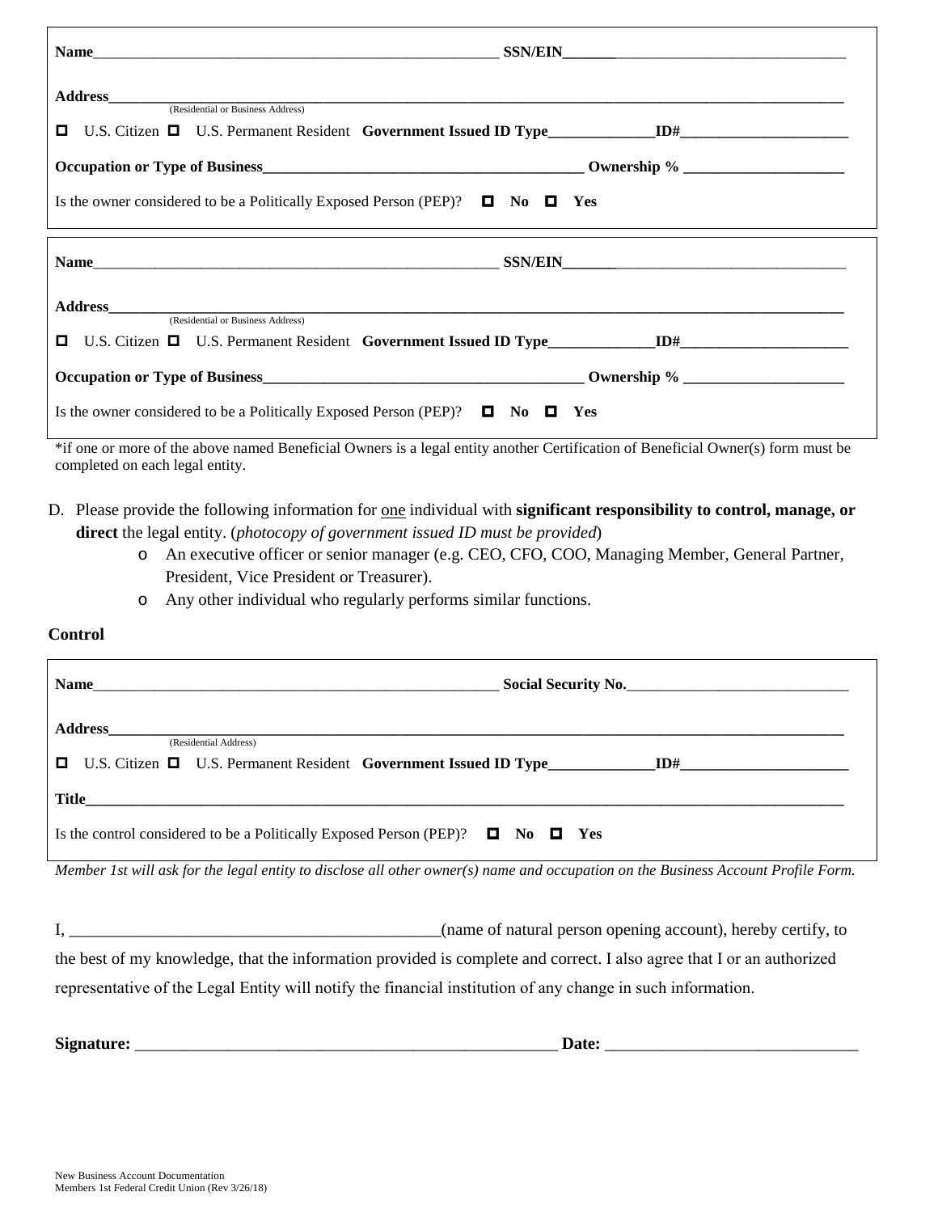**Name**\_\_\_\_\_\_\_\_\_\_\_\_\_\_\_\_\_\_\_\_\_\_\_\_\_\_\_\_\_\_\_\_\_\_\_\_\_\_\_\_\_\_\_\_\_\_\_\_\_\_\_\_\_\_ **SSN/EIN**\_\_\_\_\_\_\_\_\_\_\_\_\_\_\_\_\_\_\_\_\_\_\_\_\_\_\_\_\_\_\_\_\_\_\_\_\_\_

**Address**\_\_\_\_\_\_\_\_\_\_\_\_\_\_\_\_\_\_\_\_\_\_\_\_\_\_\_\_\_\_\_\_\_\_\_\_\_\_\_\_\_\_\_\_\_\_\_\_\_\_\_\_\_\_\_\_\_\_\_\_\_\_\_\_\_\_\_\_\_\_\_\_\_\_\_\_\_\_\_\_\_\_\_\_\_\_\_\_\_\_
(Residential or Business Address)

☐ U.S. Citizen ☐ U.S. Permanent Resident **Government Issued ID Type**\_\_\_\_\_\_\_\_\_\_\_\_\_\_**ID#**\_\_\_\_\_\_\_\_\_\_\_\_\_\_\_\_\_\_\_\_\_\_\_

**Occupation or Type of Business**\_\_\_\_\_\_\_\_\_\_\_\_\_\_\_\_\_\_\_\_\_\_\_\_\_\_\_\_\_\_\_\_\_\_\_\_\_\_\_\_\_\_ **Ownership %** \_\_\_\_\_\_\_\_\_\_\_\_\_\_\_\_\_\_\_\_\_

Is the owner considered to be a Politically Exposed Person (PEP)? ☐ **No** ☐ **Yes**

---

**Name**\_\_\_\_\_\_\_\_\_\_\_\_\_\_\_\_\_\_\_\_\_\_\_\_\_\_\_\_\_\_\_\_\_\_\_\_\_\_\_\_\_\_\_\_\_\_\_\_\_\_\_\_\_\_ **SSN/EIN**\_\_\_\_\_\_\_\_\_\_\_\_\_\_\_\_\_\_\_\_\_\_\_\_\_\_\_\_\_\_\_\_\_\_\_\_\_\_

**Address**\_\_\_\_\_\_\_\_\_\_\_\_\_\_\_\_\_\_\_\_\_\_\_\_\_\_\_\_\_\_\_\_\_\_\_\_\_\_\_\_\_\_\_\_\_\_\_\_\_\_\_\_\_\_\_\_\_\_\_\_\_\_\_\_\_\_\_\_\_\_\_\_\_\_\_\_\_\_\_\_\_\_\_\_\_\_\_\_\_\_
(Residential or Business Address)

☐ U.S. Citizen ☐ U.S. Permanent Resident **Government Issued ID Type**\_\_\_\_\_\_\_\_\_\_\_\_\_\_**ID#**\_\_\_\_\_\_\_\_\_\_\_\_\_\_\_\_\_\_\_\_\_\_\_

**Occupation or Type of Business**\_\_\_\_\_\_\_\_\_\_\_\_\_\_\_\_\_\_\_\_\_\_\_\_\_\_\_\_\_\_\_\_\_\_\_\_\_\_\_\_\_\_ **Ownership %** \_\_\_\_\_\_\_\_\_\_\_\_\_\_\_\_\_\_\_\_\_

Is the owner considered to be a Politically Exposed Person (PEP)? ☐ **No** ☐ **Yes**

*if one or more of the above named Beneficial Owners is a legal entity another Certification of Beneficial Owner(s) form must be completed on each legal entity.

D. Please provide the following information for <u>one</u> individual with **significant responsibility to control, manage, or direct** the legal entity. (*photocopy of government issued ID must be provided*)
   - An executive officer or senior manager (e.g. CEO, CFO, COO, Managing Member, General Partner, President, Vice President or Treasurer).
   - Any other individual who regularly performs similar functions.

**Control**

**Name**\_\_\_\_\_\_\_\_\_\_\_\_\_\_\_\_\_\_\_\_\_\_\_\_\_\_\_\_\_\_\_\_\_\_\_\_\_\_\_\_\_\_\_\_\_\_\_\_\_\_\_\_\_\_ **Social Security No.**\_\_\_\_\_\_\_\_\_\_\_\_\_\_\_\_\_\_\_\_\_\_\_\_\_\_\_\_\_\_

**Address**\_\_\_\_\_\_\_\_\_\_\_\_\_\_\_\_\_\_\_\_\_\_\_\_\_\_\_\_\_\_\_\_\_\_\_\_\_\_\_\_\_\_\_\_\_\_\_\_\_\_\_\_\_\_\_\_\_\_\_\_\_\_\_\_\_\_\_\_\_\_\_\_\_\_\_\_\_\_\_\_\_\_\_\_\_\_\_\_\_\_
(Residential Address)

☐ U.S. Citizen ☐ U.S. Permanent Resident **Government Issued ID Type**\_\_\_\_\_\_\_\_\_\_\_\_\_\_**ID#**\_\_\_\_\_\_\_\_\_\_\_\_\_\_\_\_\_\_\_\_\_\_\_

**Title**\_\_\_\_\_\_\_\_\_\_\_\_\_\_\_\_\_\_\_\_\_\_\_\_\_\_\_\_\_\_\_\_\_\_\_\_\_\_\_\_\_\_\_\_\_\_\_\_\_\_\_\_\_\_\_\_\_\_\_\_\_\_\_\_\_\_\_\_\_\_\_\_\_\_\_\_\_\_\_\_\_\_\_\_\_\_\_\_\_\_\_\_\_\_\_\_

Is the control considered to be a Politically Exposed Person (PEP)? ☐ **No** ☐ **Yes**

*Member 1st will ask for the legal entity to disclose all other owner(s) name and occupation on the Business Account Profile Form.*

I, \_\_\_\_\_\_\_\_\_\_\_\_\_\_\_\_\_\_\_\_\_\_\_\_\_\_\_\_\_\_\_\_\_\_\_\_\_\_\_\_\_\_\_\_\_(name of natural person opening account), hereby certify, to the best of my knowledge, that the information provided is complete and correct. I also agree that I or an authorized representative of the Legal Entity will notify the financial institution of any change in such information.

**Signature:** \_\_\_\_\_\_\_\_\_\_\_\_\_\_\_\_\_\_\_\_\_\_\_\_\_\_\_\_\_\_\_\_\_\_\_\_\_\_\_\_\_\_\_\_\_\_\_\_\_\_\_ **Date:** \_\_\_\_\_\_\_\_\_\_\_\_\_\_\_\_\_\_\_\_\_\_\_\_\_\_\_\_\_\_

New Business Account Documentation
Members 1st Federal Credit Union (Rev 3/26/18)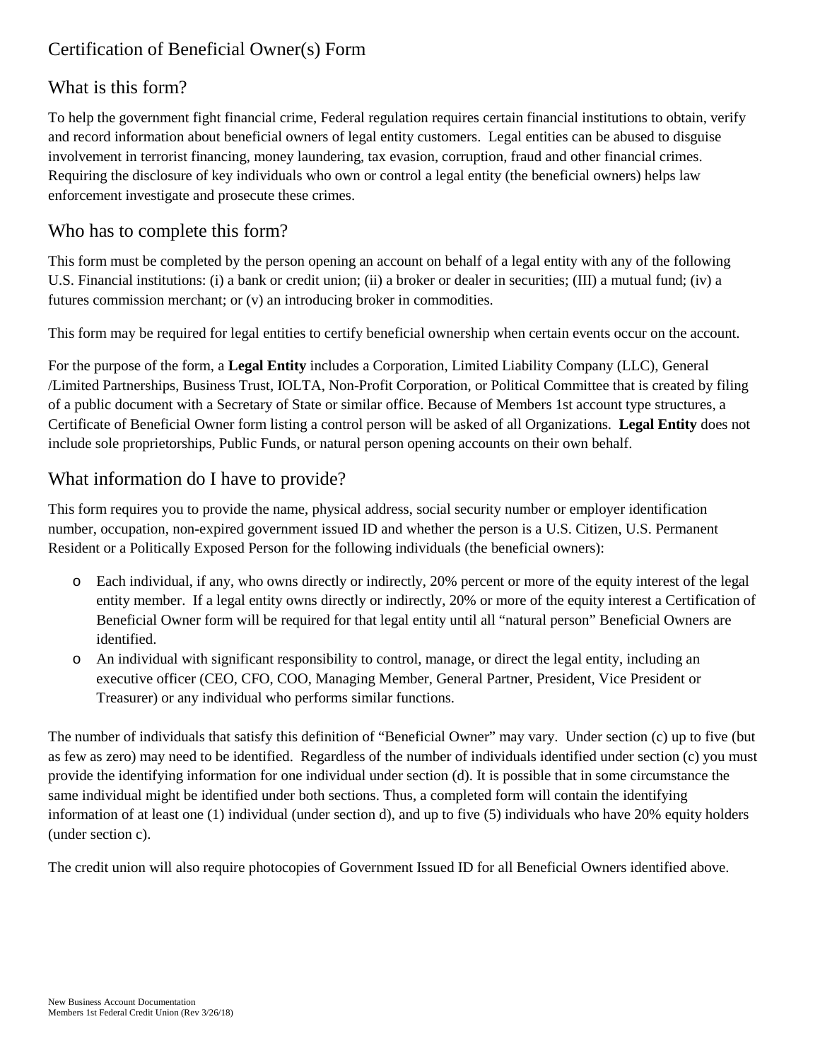# Certification of Beneficial Owner(s) Form

## What is this form?

To help the government fight financial crime, Federal regulation requires certain financial institutions to obtain, verify and record information about beneficial owners of legal entity customers. Legal entities can be abused to disguise involvement in terrorist financing, money laundering, tax evasion, corruption, fraud and other financial crimes. Requiring the disclosure of key individuals who own or control a legal entity (the beneficial owners) helps law enforcement investigate and prosecute these crimes.

## Who has to complete this form?

This form must be completed by the person opening an account on behalf of a legal entity with any of the following U.S. Financial institutions: (i) a bank or credit union; (ii) a broker or dealer in securities; (III) a mutual fund; (iv) a futures commission merchant; or (v) an introducing broker in commodities.

This form may be required for legal entities to certify beneficial ownership when certain events occur on the account.

For the purpose of the form, a **Legal Entity** includes a Corporation, Limited Liability Company (LLC), General /Limited Partnerships, Business Trust, IOLTA, Non-Profit Corporation, or Political Committee that is created by filing of a public document with a Secretary of State or similar office. Because of Members 1st account type structures, a Certificate of Beneficial Owner form listing a control person will be asked of all Organizations. **Legal Entity** does not include sole proprietorships, Public Funds, or natural person opening accounts on their own behalf.

## What information do I have to provide?

This form requires you to provide the name, physical address, social security number or employer identification number, occupation, non-expired government issued ID and whether the person is a U.S. Citizen, U.S. Permanent Resident or a Politically Exposed Person for the following individuals (the beneficial owners):

- Each individual, if any, who owns directly or indirectly, 20% percent or more of the equity interest of the legal entity member. If a legal entity owns directly or indirectly, 20% or more of the equity interest a Certification of Beneficial Owner form will be required for that legal entity until all "natural person" Beneficial Owners are identified.
- An individual with significant responsibility to control, manage, or direct the legal entity, including an executive officer (CEO, CFO, COO, Managing Member, General Partner, President, Vice President or Treasurer) or any individual who performs similar functions.

The number of individuals that satisfy this definition of "Beneficial Owner" may vary. Under section (c) up to five (but as few as zero) may need to be identified. Regardless of the number of individuals identified under section (c) you must provide the identifying information for one individual under section (d). It is possible that in some circumstance the same individual might be identified under both sections. Thus, a completed form will contain the identifying information of at least one (1) individual (under section d), and up to five (5) individuals who have 20% equity holders (under section c).

The credit union will also require photocopies of Government Issued ID for all Beneficial Owners identified above.